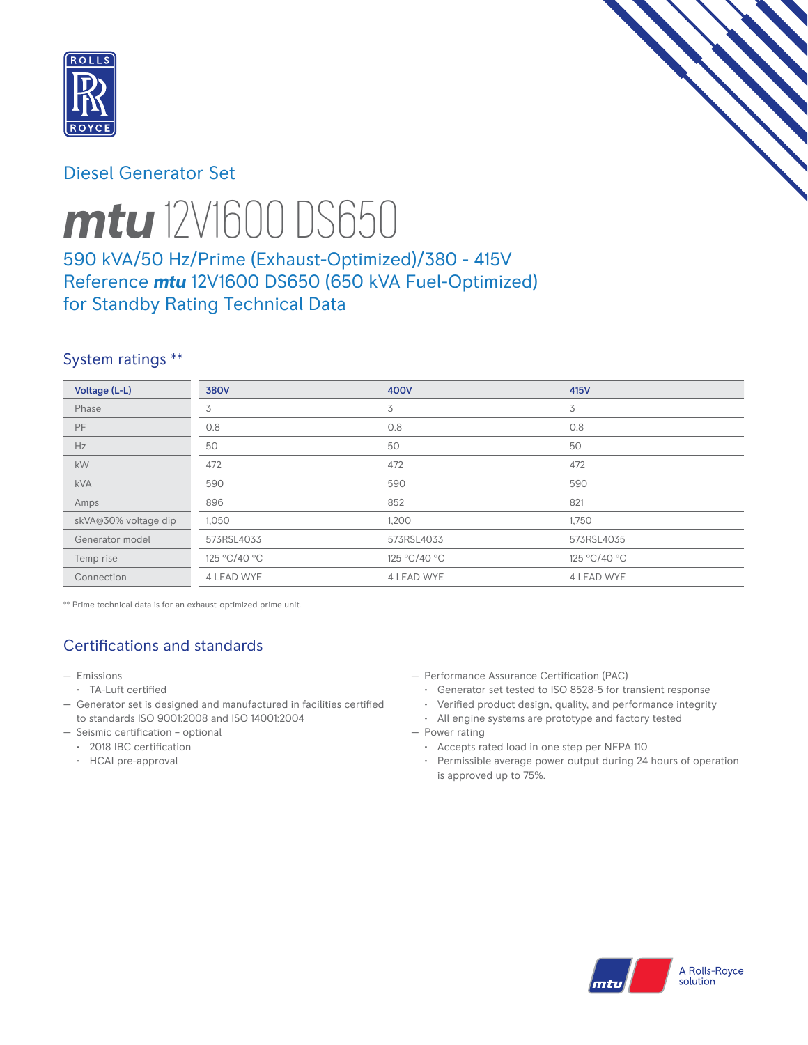## Diesel Generator Set

# ***mtu*** 12V1600 DS650

### 590 kVA/50 Hz/Prime (Exhaust-Optimized)/380 - 415V
### Reference ***mtu*** 12V1600 DS650 (650 kVA Fuel-Optimized) for Standby Rating Technical Data

## System ratings **

| Voltage (L-L) | 380V | 400V | 415V |
|---|---|---|---|
| Phase | 3 | 3 | 3 |
| PF | 0.8 | 0.8 | 0.8 |
| Hz | 50 | 50 | 50 |
| kW | 472 | 472 | 472 |
| kVA | 590 | 590 | 590 |
| Amps | 896 | 852 | 821 |
| skVA@30% voltage dip | 1,050 | 1,200 | 1,750 |
| Generator model | 573RSL4033 | 573RSL4033 | 573RSL4035 |
| Temp rise | 125 °C/40 °C | 125 °C/40 °C | 125 °C/40 °C |
| Connection | 4 LEAD WYE | 4 LEAD WYE | 4 LEAD WYE |

** Prime technical data is for an exhaust-optimized prime unit.

## Certifications and standards

- Emissions
  - TA-Luft certified
- Generator set is designed and manufactured in facilities certified to standards ISO 9001:2008 and ISO 14001:2004
- Seismic certification – optional
  - 2018 IBC certification
  - HCAI pre-approval
- Performance Assurance Certification (PAC)
  - Generator set tested to ISO 8528-5 for transient response
  - Verified product design, quality, and performance integrity
  - All engine systems are prototype and factory tested
- Power rating
  - Accepts rated load in one step per NFPA 110
  - Permissible average power output during 24 hours of operation is approved up to 75%.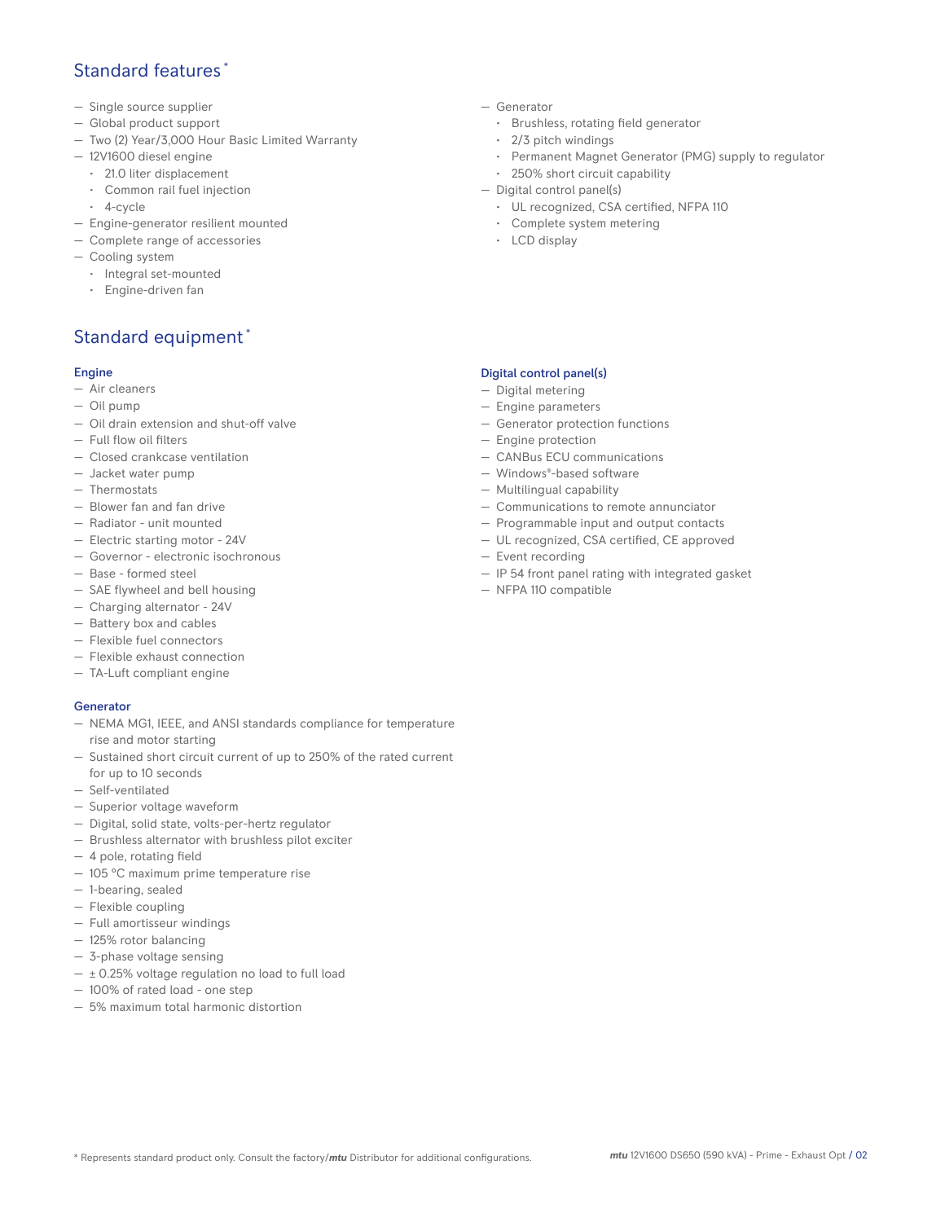## Standard features *

- Single source supplier
- Global product support
- Two (2) Year/3,000 Hour Basic Limited Warranty
- 12V1600 diesel engine
  - 21.0 liter displacement
  - Common rail fuel injection
  - 4-cycle
- Engine-generator resilient mounted
- Complete range of accessories
- Cooling system
  - Integral set-mounted
  - Engine-driven fan
- Generator
  - Brushless, rotating field generator
  - 2/3 pitch windings
  - Permanent Magnet Generator (PMG) supply to regulator
  - 250% short circuit capability
- Digital control panel(s)
  - UL recognized, CSA certified, NFPA 110
  - Complete system metering
  - LCD display

## Standard equipment *

### Engine

- Air cleaners
- Oil pump
- Oil drain extension and shut-off valve
- Full flow oil filters
- Closed crankcase ventilation
- Jacket water pump
- Thermostats
- Blower fan and fan drive
- Radiator - unit mounted
- Electric starting motor - 24V
- Governor - electronic isochronous
- Base - formed steel
- SAE flywheel and bell housing
- Charging alternator - 24V
- Battery box and cables
- Flexible fuel connectors
- Flexible exhaust connection
- TA-Luft compliant engine

### Generator

- NEMA MG1, IEEE, and ANSI standards compliance for temperature rise and motor starting
- Sustained short circuit current of up to 250% of the rated current for up to 10 seconds
- Self-ventilated
- Superior voltage waveform
- Digital, solid state, volts-per-hertz regulator
- Brushless alternator with brushless pilot exciter
- 4 pole, rotating field
- 105 °C maximum prime temperature rise
- 1-bearing, sealed
- Flexible coupling
- Full amortisseur windings
- 125% rotor balancing
- 3-phase voltage sensing
- ± 0.25% voltage regulation no load to full load
- 100% of rated load - one step
- 5% maximum total harmonic distortion

### Digital control panel(s)

- Digital metering
- Engine parameters
- Generator protection functions
- Engine protection
- CANBus ECU communications
- Windows®-based software
- Multilingual capability
- Communications to remote annunciator
- Programmable input and output contacts
- UL recognized, CSA certified, CE approved
- Event recording
- IP 54 front panel rating with integrated gasket
- NFPA 110 compatible

* Represents standard product only. Consult the factory/*mtu* Distributor for additional configurations.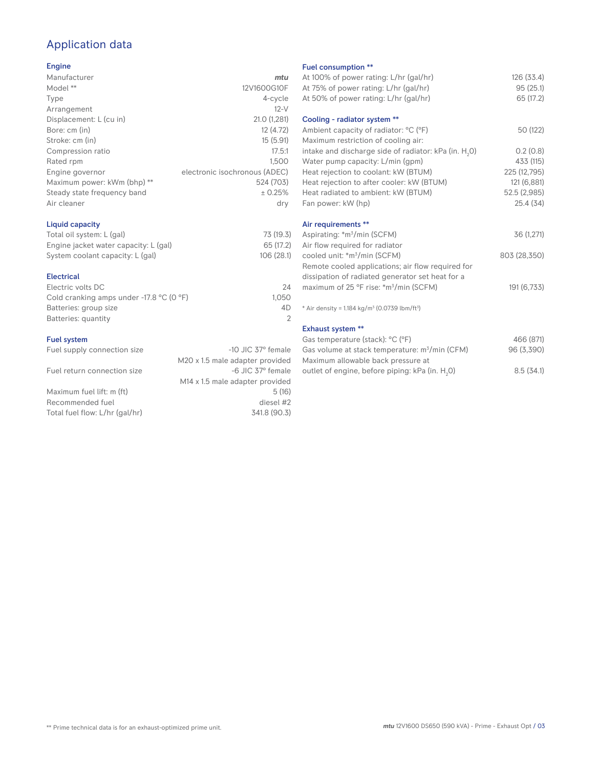# Application data

## Engine

| | |
|---|---|
| Manufacturer | *mtu* |
| Model ** | 12V1600G10F |
| Type | 4-cycle |
| Arrangement | 12-V |
| Displacement: L (cu in) | 21.0 (1,281) |
| Bore: cm (in) | 12 (4.72) |
| Stroke: cm (in) | 15 (5.91) |
| Compression ratio | 17.5:1 |
| Rated rpm | 1,500 |
| Engine governor | electronic isochronous (ADEC) |
| Maximum power: kWm (bhp) ** | 524 (703) |
| Steady state frequency band | ± 0.25% |
| Air cleaner | dry |

## Liquid capacity

| | |
|---|---|
| Total oil system: L (gal) | 73 (19.3) |
| Engine jacket water capacity: L (gal) | 65 (17.2) |
| System coolant capacity: L (gal) | 106 (28.1) |

## Electrical

| | |
|---|---|
| Electric volts DC | 24 |
| Cold cranking amps under -17.8 °C (0 °F) | 1,050 |
| Batteries: group size | 4D |
| Batteries: quantity | 2 |

## Fuel system

| | |
|---|---|
| Fuel supply connection size | -10 JIC 37° female<br>M20 x 1.5 male adapter provided |
| Fuel return connection size | -6 JIC 37° female<br>M14 x 1.5 male adapter provided |
| Maximum fuel lift: m (ft) | 5 (16) |
| Recommended fuel | diesel #2 |
| Total fuel flow: L/hr (gal/hr) | 341.8 (90.3) |

## Fuel consumption **

| | |
|---|---|
| At 100% of power rating: L/hr (gal/hr) | 126 (33.4) |
| At 75% of power rating: L/hr (gal/hr) | 95 (25.1) |
| At 50% of power rating: L/hr (gal/hr) | 65 (17.2) |

## Cooling - radiator system **

| | |
|---|---|
| Ambient capacity of radiator: °C (°F) | 50 (122) |
| Maximum restriction of cooling air: intake and discharge side of radiator: kPa (in. $H_2O$) | 0.2 (0.8) |
| Water pump capacity: L/min (gpm) | 433 (115) |
| Heat rejection to coolant: kW (BTUM) | 225 (12,795) |
| Heat rejection to after cooler: kW (BTUM) | 121 (6,881) |
| Heat radiated to ambient: kW (BTUM) | 52.5 (2,985) |
| Fan power: kW (hp) | 25.4 (34) |

## Air requirements **

| | |
|---|---|
| Aspirating: *m³/min (SCFM) | 36 (1,271) |
| Air flow required for radiator cooled unit: *m³/min (SCFM) | 803 (28,350) |
| Remote cooled applications; air flow required for dissipation of radiated generator set heat for a maximum of 25 °F rise: *m³/min (SCFM) | 191 (6,733) |

\* Air density = 1.184 kg/m³ (0.0739 lbm/ft³)

## Exhaust system **

| | |
|---|---|
| Gas temperature (stack): °C (°F) | 466 (871) |
| Gas volume at stack temperature: m³/min (CFM) | 96 (3,390) |
| Maximum allowable back pressure at outlet of engine, before piping: kPa (in. $H_2O$) | 8.5 (34.1) |

** Prime technical data is for an exhaust-optimized prime unit.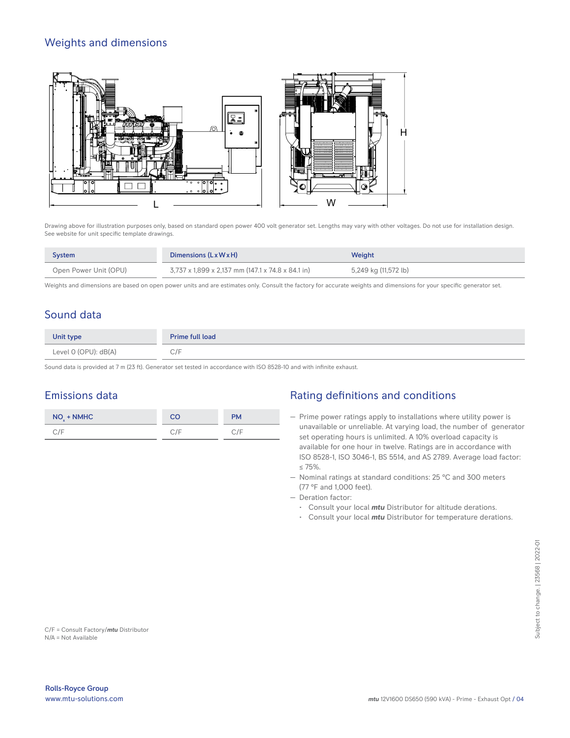## Weights and dimensions

L

W

H

Drawing above for illustration purposes only, based on standard open power 400 volt generator set. Lengths may vary with other voltages. Do not use for installation design. See website for unit specific template drawings.

| System | Dimensions (L x W x H) | Weight |
|---|---|---|
| Open Power Unit (OPU) | 3,737 x 1,899 x 2,137 mm (147.1 x 74.8 x 84.1 in) | 5,249 kg (11,572 lb) |

Weights and dimensions are based on open power units and are estimates only. Consult the factory for accurate weights and dimensions for your specific generator set.

## Sound data

| Unit type | Prime full load |
|---|---|
| Level 0 (OPU): dB(A) | C/F |

Sound data is provided at 7 m (23 ft). Generator set tested in accordance with ISO 8528-10 and with infinite exhaust.

## Emissions data

| $NO_x$ + NMHC | CO | PM |
|---|---|---|
| C/F | C/F | C/F |

## Rating definitions and conditions

- Prime power ratings apply to installations where utility power is unavailable or unreliable. At varying load, the number of generator set operating hours is unlimited. A 10% overload capacity is available for one hour in twelve. Ratings are in accordance with ISO 8528-1, ISO 3046-1, BS 5514, and AS 2789. Average load factor: ≤ 75%.
- Nominal ratings at standard conditions: 25 °C and 300 meters (77 °F and 1,000 feet).
- Deration factor:
  - Consult your local ***mtu*** Distributor for altitude derations.
  - Consult your local ***mtu*** Distributor for temperature derations.

C/F = Consult Factory/***mtu*** Distributor
N/A = Not Available

Subject to change. | 23568 | 2022-01

**Rolls-Royce Group**
www.mtu-solutions.com